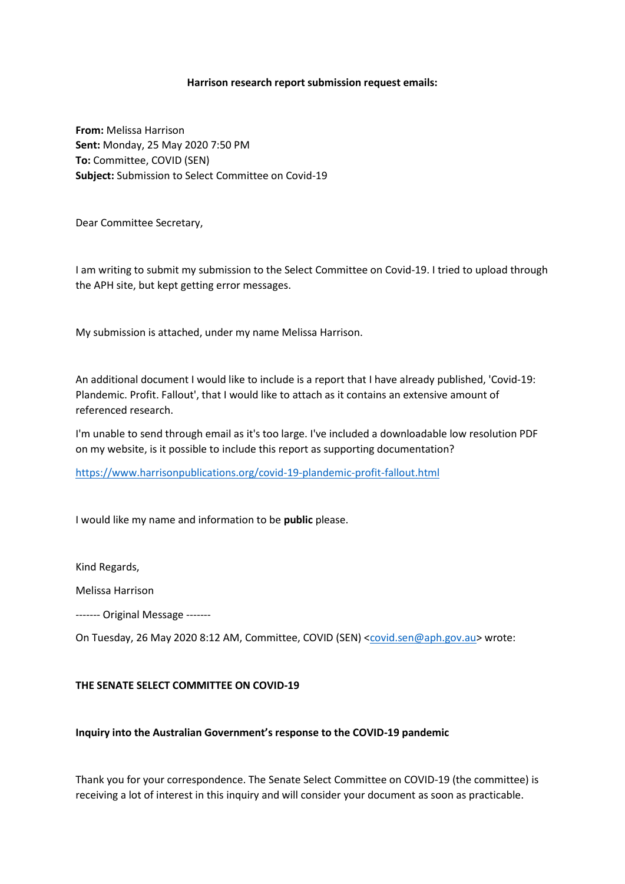**Harrison research report submission request emails:**

**From:** Melissa Harrison
**Sent:** Monday, 25 May 2020 7:50 PM
**To:** Committee, COVID (SEN)
**Subject:** Submission to Select Committee on Covid-19

Dear Committee Secretary,

I am writing to submit my submission to the Select Committee on Covid-19. I tried to upload through the APH site, but kept getting error messages.

My submission is attached, under my name Melissa Harrison.

An additional document I would like to include is a report that I have already published, 'Covid-19: Plandemic. Profit. Fallout', that I would like to attach as it contains an extensive amount of referenced research.

I'm unable to send through email as it's too large. I've included a downloadable low resolution PDF on my website, is it possible to include this report as supporting documentation?

https://www.harrisonpublications.org/covid-19-plandemic-profit-fallout.html

I would like my name and information to be **public** please.

Kind Regards,

Melissa Harrison

------- Original Message -------

On Tuesday, 26 May 2020 8:12 AM, Committee, COVID (SEN) <covid.sen@aph.gov.au> wrote:

**THE SENATE SELECT COMMITTEE ON COVID-19**

**Inquiry into the Australian Government's response to the COVID-19 pandemic**

Thank you for your correspondence. The Senate Select Committee on COVID-19 (the committee) is receiving a lot of interest in this inquiry and will consider your document as soon as practicable.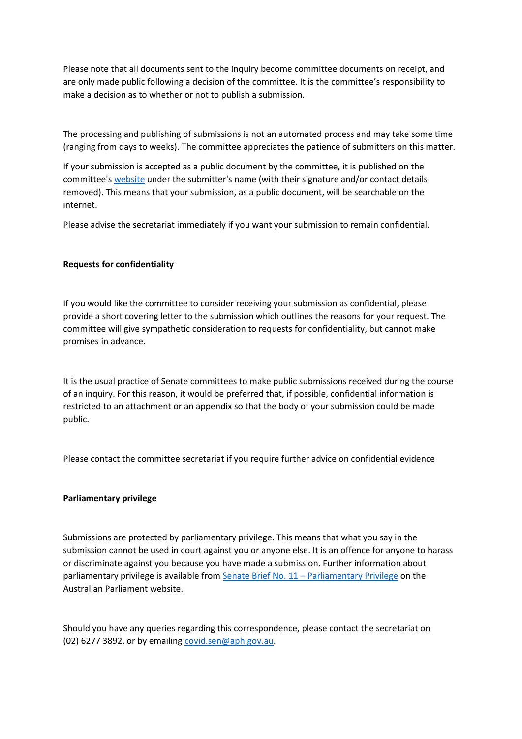Please note that all documents sent to the inquiry become committee documents on receipt, and are only made public following a decision of the committee. It is the committee's responsibility to make a decision as to whether or not to publish a submission.

The processing and publishing of submissions is not an automated process and may take some time (ranging from days to weeks). The committee appreciates the patience of submitters on this matter.

If your submission is accepted as a public document by the committee, it is published on the committee's website under the submitter's name (with their signature and/or contact details removed). This means that your submission, as a public document, will be searchable on the internet.

Please advise the secretariat immediately if you want your submission to remain confidential.

**Requests for confidentiality**

If you would like the committee to consider receiving your submission as confidential, please provide a short covering letter to the submission which outlines the reasons for your request. The committee will give sympathetic consideration to requests for confidentiality, but cannot make promises in advance.

It is the usual practice of Senate committees to make public submissions received during the course of an inquiry. For this reason, it would be preferred that, if possible, confidential information is restricted to an attachment or an appendix so that the body of your submission could be made public.

Please contact the committee secretariat if you require further advice on confidential evidence

**Parliamentary privilege**

Submissions are protected by parliamentary privilege. This means that what you say in the submission cannot be used in court against you or anyone else. It is an offence for anyone to harass or discriminate against you because you have made a submission. Further information about parliamentary privilege is available from Senate Brief No. 11 – Parliamentary Privilege on the Australian Parliament website.

Should you have any queries regarding this correspondence, please contact the secretariat on (02) 6277 3892, or by emailing covid.sen@aph.gov.au.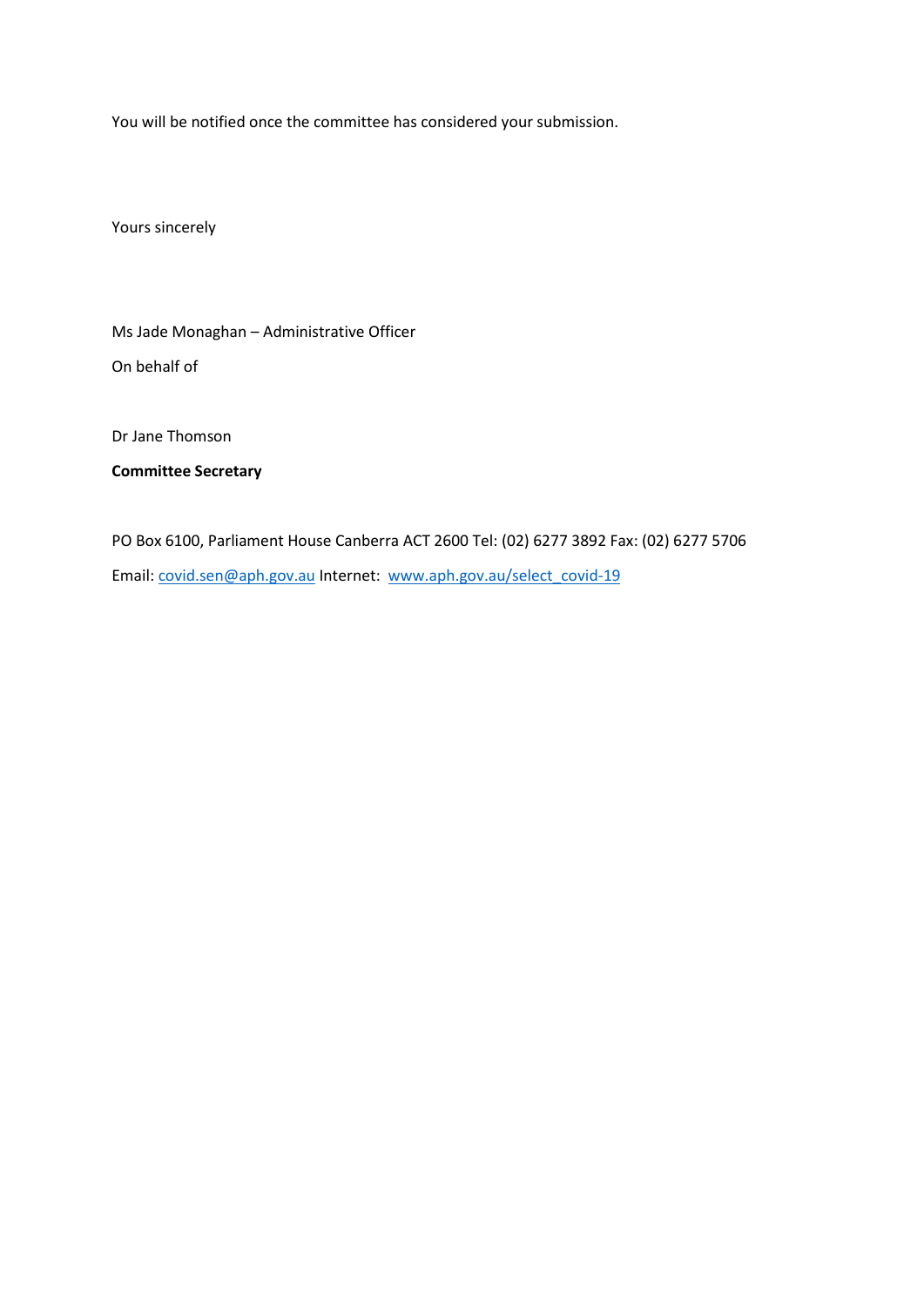You will be notified once the committee has considered your submission.

Yours sincerely

Ms Jade Monaghan – Administrative Officer

On behalf of

Dr Jane Thomson

**Committee Secretary**

PO Box 6100, Parliament House Canberra ACT 2600 Tel: (02) 6277 3892 Fax: (02) 6277 5706

Email: covid.sen@aph.gov.au Internet: www.aph.gov.au/select_covid-19